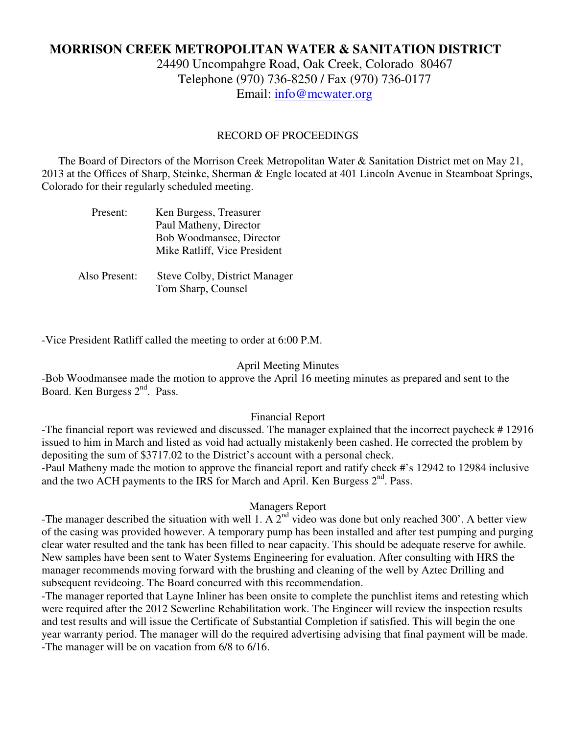# MORRISON CREEK METROPOLITAN WATER & SANITATION DISTRICT

24490 Uncompahgre Road, Oak Creek, Colorado 80467
Telephone (970) 736-8250 / Fax (970) 736-0177
Email: info@mcwater.org

RECORD OF PROCEEDINGS

The Board of Directors of the Morrison Creek Metropolitan Water & Sanitation District met on May 21, 2013 at the Offices of Sharp, Steinke, Sherman & Engle located at 401 Lincoln Avenue in Steamboat Springs, Colorado for their regularly scheduled meeting.

Present: Ken Burgess, Treasurer
Paul Matheny, Director
Bob Woodmansee, Director
Mike Ratliff, Vice President

Also Present: Steve Colby, District Manager
Tom Sharp, Counsel

-Vice President Ratliff called the meeting to order at 6:00 P.M.

April Meeting Minutes

-Bob Woodmansee made the motion to approve the April 16 meeting minutes as prepared and sent to the Board. Ken Burgess 2nd. Pass.

Financial Report

-The financial report was reviewed and discussed. The manager explained that the incorrect paycheck # 12916 issued to him in March and listed as void had actually mistakenly been cashed. He corrected the problem by depositing the sum of $3717.02 to the District's account with a personal check.
-Paul Matheny made the motion to approve the financial report and ratify check #'s 12942 to 12984 inclusive and the two ACH payments to the IRS for March and April. Ken Burgess 2nd. Pass.

Managers Report

-The manager described the situation with well 1. A 2nd video was done but only reached 300'. A better view of the casing was provided however. A temporary pump has been installed and after test pumping and purging clear water resulted and the tank has been filled to near capacity. This should be adequate reserve for awhile. New samples have been sent to Water Systems Engineering for evaluation. After consulting with HRS the manager recommends moving forward with the brushing and cleaning of the well by Aztec Drilling and subsequent revideoing. The Board concurred with this recommendation.
-The manager reported that Layne Inliner has been onsite to complete the punchlist items and retesting which were required after the 2012 Sewerline Rehabilitation work. The Engineer will review the inspection results and test results and will issue the Certificate of Substantial Completion if satisfied. This will begin the one year warranty period. The manager will do the required advertising advising that final payment will be made.
-The manager will be on vacation from 6/8 to 6/16.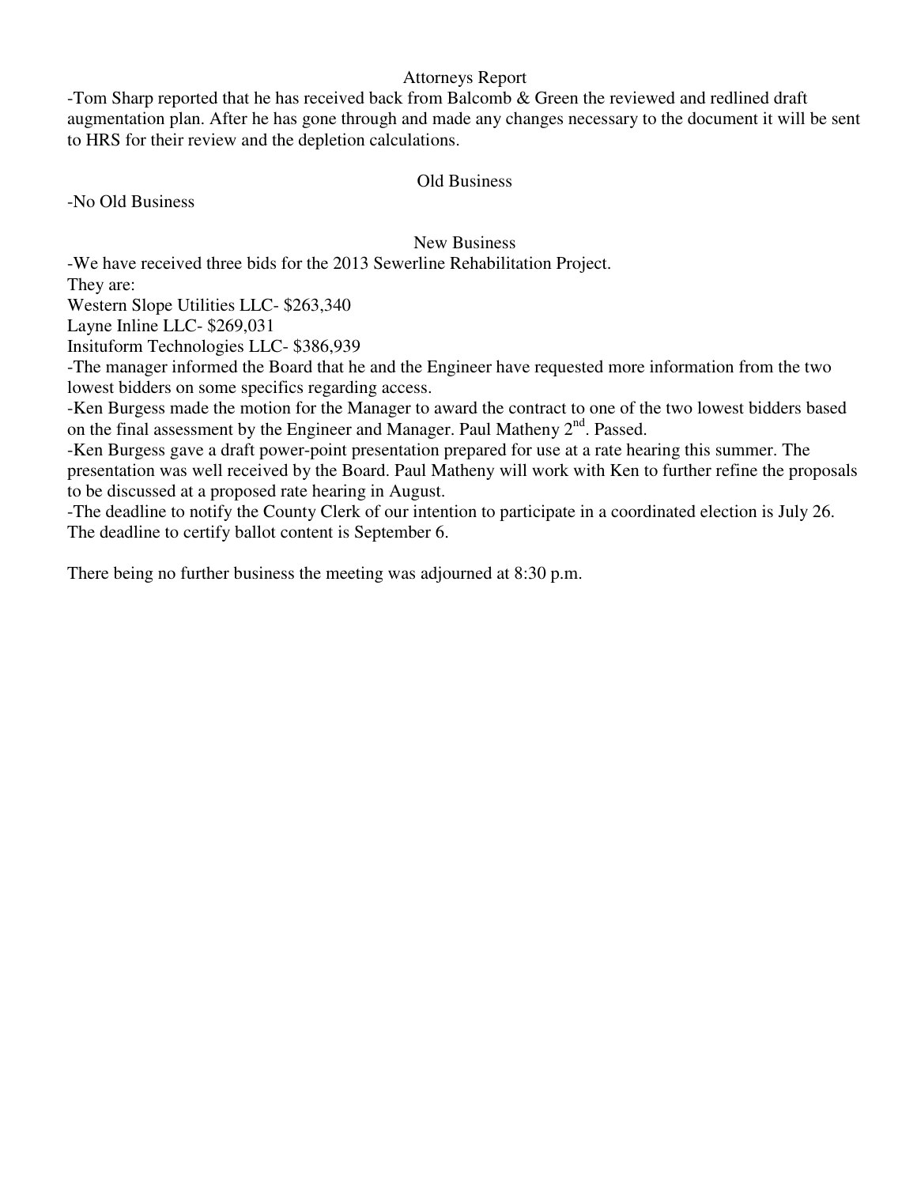## Attorneys Report

-Tom Sharp reported that he has received back from Balcomb & Green the reviewed and redlined draft augmentation plan. After he has gone through and made any changes necessary to the document it will be sent to HRS for their review and the depletion calculations.

## Old Business

-No Old Business

## New Business

-We have received three bids for the 2013 Sewerline Rehabilitation Project.
They are:
Western Slope Utilities LLC- $263,340
Layne Inline LLC- $269,031
Insituform Technologies LLC- $386,939

-The manager informed the Board that he and the Engineer have requested more information from the two lowest bidders on some specifics regarding access.

-Ken Burgess made the motion for the Manager to award the contract to one of the two lowest bidders based on the final assessment by the Engineer and Manager. Paul Matheny 2nd. Passed.

-Ken Burgess gave a draft power-point presentation prepared for use at a rate hearing this summer. The presentation was well received by the Board. Paul Matheny will work with Ken to further refine the proposals to be discussed at a proposed rate hearing in August.

-The deadline to notify the County Clerk of our intention to participate in a coordinated election is July 26. The deadline to certify ballot content is September 6.

There being no further business the meeting was adjourned at 8:30 p.m.